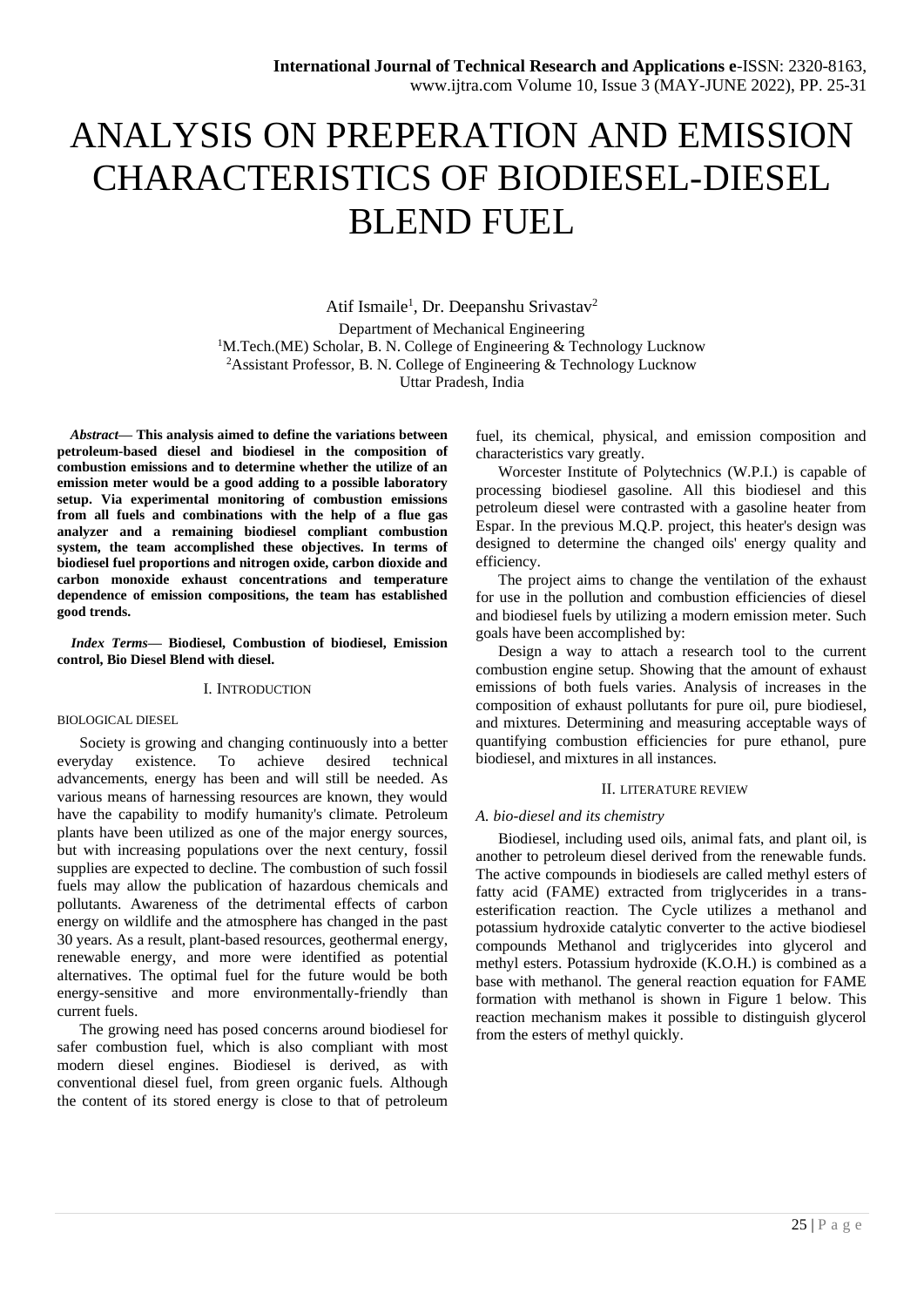# ANALYSIS ON PREPERATION AND EMISSION CHARACTERISTICS OF BIODIESEL-DIESEL BLEND FUEL

Atif Ismaile[1], Dr. Deepanshu Srivastav[2]

Department of Mechanical Engineering
[1]M.Tech.(ME) Scholar, B. N. College of Engineering & Technology Lucknow
[2]Assistant Professor, B. N. College of Engineering & Technology Lucknow
Uttar Pradesh, India

***Abstract*— This analysis aimed to define the variations between petroleum-based diesel and biodiesel in the composition of combustion emissions and to determine whether the utilize of an emission meter would be a good adding to a possible laboratory setup. Via experimental monitoring of combustion emissions from all fuels and combinations with the help of a flue gas analyzer and a remaining biodiesel compliant combustion system, the team accomplished these objectives. In terms of biodiesel fuel proportions and nitrogen oxide, carbon dioxide and carbon monoxide exhaust concentrations and temperature dependence of emission compositions, the team has established good trends.**

***Index Terms*— Biodiesel, Combustion of biodiesel, Emission control, Bio Diesel Blend with diesel.**

## I. INTRODUCTION

BIOLOGICAL DIESEL

Society is growing and changing continuously into a better everyday existence. To achieve desired technical advancements, energy has been and will still be needed. As various means of harnessing resources are known, they would have the capability to modify humanity's climate. Petroleum plants have been utilized as one of the major energy sources, but with increasing populations over the next century, fossil supplies are expected to decline. The combustion of such fossil fuels may allow the publication of hazardous chemicals and pollutants. Awareness of the detrimental effects of carbon energy on wildlife and the atmosphere has changed in the past 30 years. As a result, plant-based resources, geothermal energy, renewable energy, and more were identified as potential alternatives. The optimal fuel for the future would be both energy-sensitive and more environmentally-friendly than current fuels.

The growing need has posed concerns around biodiesel for safer combustion fuel, which is also compliant with most modern diesel engines. Biodiesel is derived, as with conventional diesel fuel, from green organic fuels. Although the content of its stored energy is close to that of petroleum fuel, its chemical, physical, and emission composition and characteristics vary greatly.

Worcester Institute of Polytechnics (W.P.I.) is capable of processing biodiesel gasoline. All this biodiesel and this petroleum diesel were contrasted with a gasoline heater from Espar. In the previous M.Q.P. project, this heater's design was designed to determine the changed oils' energy quality and efficiency.

The project aims to change the ventilation of the exhaust for use in the pollution and combustion efficiencies of diesel and biodiesel fuels by utilizing a modern emission meter. Such goals have been accomplished by:

Design a way to attach a research tool to the current combustion engine setup. Showing that the amount of exhaust emissions of both fuels varies. Analysis of increases in the composition of exhaust pollutants for pure oil, pure biodiesel, and mixtures. Determining and measuring acceptable ways of quantifying combustion efficiencies for pure ethanol, pure biodiesel, and mixtures in all instances.

## II. LITERATURE REVIEW

### *A. bio-diesel and its chemistry*

Biodiesel, including used oils, animal fats, and plant oil, is another to petroleum diesel derived from the renewable funds. The active compounds in biodiesels are called methyl esters of fatty acid (FAME) extracted from triglycerides in a trans-esterification reaction. The Cycle utilizes a methanol and potassium hydroxide catalytic converter to the active biodiesel compounds Methanol and triglycerides into glycerol and methyl esters. Potassium hydroxide (K.O.H.) is combined as a base with methanol. The general reaction equation for FAME formation with methanol is shown in Figure 1 below. This reaction mechanism makes it possible to distinguish glycerol from the esters of methyl quickly.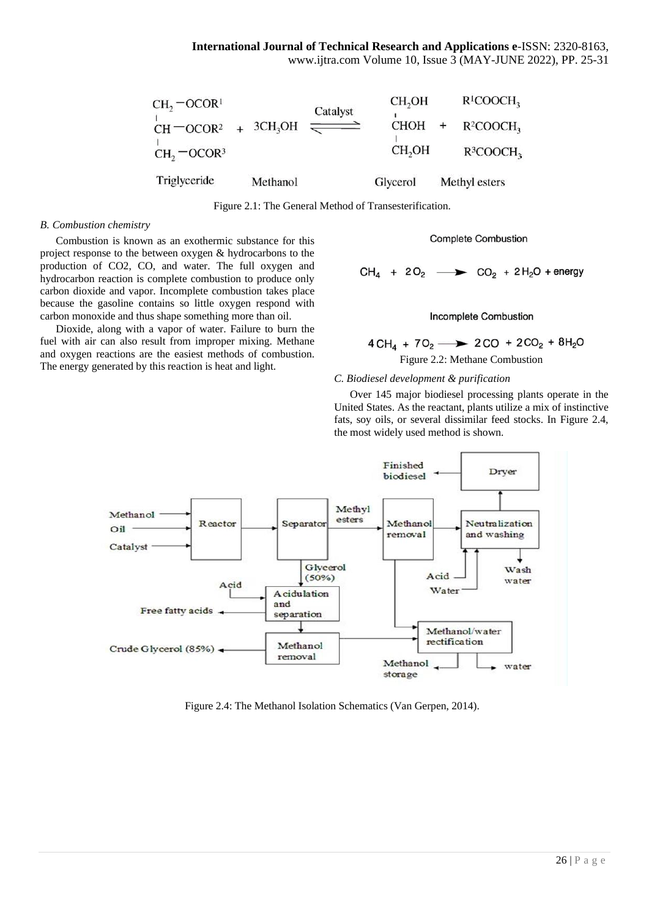$$\begin{array}{l} CH_2-OCOR^1 \\ | \\ CH-OCOR^2 \\ | \\ CH_2-OCOR^3 \end{array} + 3CH_3OH \xrightleftharpoons{\text{Catalyst}} \begin{array}{l} CH_2OH \\ | \\ CHOH \\ | \\ CH_2OH \end{array} + \begin{array}{l} R^1COOCH_3 \\ R^2COOCH_3 \\ R^3COOCH_3 \end{array}$$

Triglyceride Methanol Glycerol Methyl esters

Figure 2.1: The General Method of Transesterification.

*B. Combustion chemistry*

Combustion is known as an exothermic substance for this project response to the between oxygen & hydrocarbons to the production of CO2, CO, and water. The full oxygen and hydrocarbon reaction is complete combustion to produce only carbon dioxide and vapor. Incomplete combustion takes place because the gasoline contains so little oxygen respond with carbon monoxide and thus shape something more than oil.

Dioxide, along with a vapor of water. Failure to burn the fuel with air can also result from improper mixing. Methane and oxygen reactions are the easiest methods of combustion. The energy generated by this reaction is heat and light.

Complete Combustion

$$CH_4 + 2O_2 \longrightarrow CO_2 + 2H_2O + \text{energy}$$

Incomplete Combustion

$$4CH_4 + 7O_2 \longrightarrow 2CO + 2CO_2 + 8H_2O$$

Figure 2.2: Methane Combustion

*C. Biodiesel development & purification*

Over 145 major biodiesel processing plants operate in the United States. As the reactant, plants utilize a mix of instinctive fats, soy oils, or several dissimilar feed stocks. In Figure 2.4, the most widely used method is shown.

Figure 2.4: The Methanol Isolation Schematics (Van Gerpen, 2014).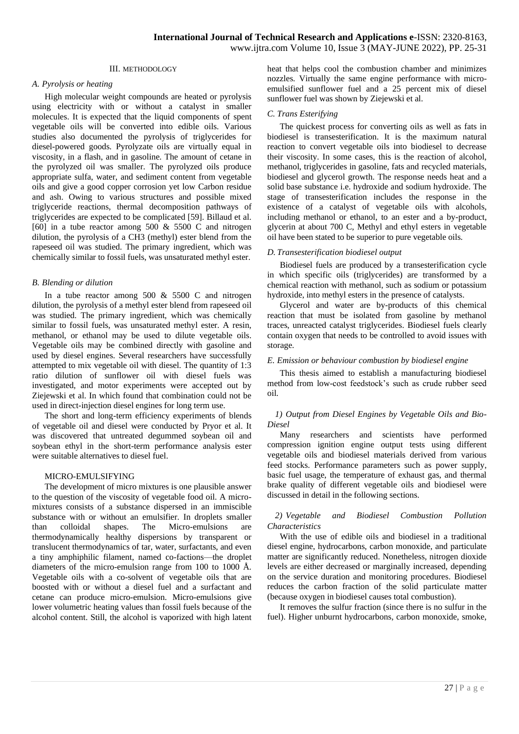### III. METHODOLOGY

#### *A. Pyrolysis or heating*

High molecular weight compounds are heated or pyrolysis using electricity with or without a catalyst in smaller molecules. It is expected that the liquid components of spent vegetable oils will be converted into edible oils. Various studies also documented the pyrolysis of triglycerides for diesel-powered goods. Pyrolyzate oils are virtually equal in viscosity, in a flash, and in gasoline. The amount of cetane in the pyrolyzed oil was smaller. The pyrolyzed oils produce appropriate sulfa, water, and sediment content from vegetable oils and give a good copper corrosion yet low Carbon residue and ash. Owing to various structures and possible mixed triglyceride reactions, thermal decomposition pathways of triglycerides are expected to be complicated [59]. Billaud et al. [60] in a tube reactor among 500 & 5500 C and nitrogen dilution, the pyrolysis of a CH3 (methyl) ester blend from the rapeseed oil was studied. The primary ingredient, which was chemically similar to fossil fuels, was unsaturated methyl ester.

#### *B. Blending or dilution*

In a tube reactor among 500 & 5500 C and nitrogen dilution, the pyrolysis of a methyl ester blend from rapeseed oil was studied. The primary ingredient, which was chemically similar to fossil fuels, was unsaturated methyl ester. A resin, methanol, or ethanol may be used to dilute vegetable oils. Vegetable oils may be combined directly with gasoline and used by diesel engines. Several researchers have successfully attempted to mix vegetable oil with diesel. The quantity of 1:3 ratio dilution of sunflower oil with diesel fuels was investigated, and motor experiments were accepted out by Ziejewski et al. In which found that combination could not be used in direct-injection diesel engines for long term use.

The short and long-term efficiency experiments of blends of vegetable oil and diesel were conducted by Pryor et al. It was discovered that untreated degummed soybean oil and soybean ethyl in the short-term performance analysis ester were suitable alternatives to diesel fuel.

MICRO-EMULSIFYING

The development of micro mixtures is one plausible answer to the question of the viscosity of vegetable food oil. A micro-mixtures consists of a substance dispersed in an immiscible substance with or without an emulsifier. In droplets smaller than colloidal shapes. The Micro-emulsions are thermodynamically healthy dispersions by transparent or translucent thermodynamics of tar, water, surfactants, and even a tiny amphiphilic filament, named co-factions—the droplet diameters of the micro-emulsion range from 100 to 1000 Å. Vegetable oils with a co-solvent of vegetable oils that are boosted with or without a diesel fuel and a surfactant and cetane can produce micro-emulsion. Micro-emulsions give lower volumetric heating values than fossil fuels because of the alcohol content. Still, the alcohol is vaporized with high latent heat that helps cool the combustion chamber and minimizes nozzles. Virtually the same engine performance with micro-emulsified sunflower fuel and a 25 percent mix of diesel sunflower fuel was shown by Ziejewski et al.

#### *C. Trans Esterifying*

The quickest process for converting oils as well as fats in biodiesel is transesterification. It is the maximum natural reaction to convert vegetable oils into biodiesel to decrease their viscosity. In some cases, this is the reaction of alcohol, methanol, triglycerides in gasoline, fats and recycled materials, biodiesel and glycerol growth. The response needs heat and a solid base substance i.e. hydroxide and sodium hydroxide. The stage of transesterification includes the response in the existence of a catalyst of vegetable oils with alcohols, including methanol or ethanol, to an ester and a by-product, glycerin at about 700 C, Methyl and ethyl esters in vegetable oil have been stated to be superior to pure vegetable oils.

#### *D. Transesterification biodiesel output*

Biodiesel fuels are produced by a transesterification cycle in which specific oils (triglycerides) are transformed by a chemical reaction with methanol, such as sodium or potassium hydroxide, into methyl esters in the presence of catalysts.

Glycerol and water are by-products of this chemical reaction that must be isolated from gasoline by methanol traces, unreacted catalyst triglycerides. Biodiesel fuels clearly contain oxygen that needs to be controlled to avoid issues with storage.

#### *E. Emission or behaviour combustion by biodiesel engine*

This thesis aimed to establish a manufacturing biodiesel method from low-cost feedstock's such as crude rubber seed oil.

##### *1) Output from Diesel Engines by Vegetable Oils and Bio-Diesel*

Many researchers and scientists have performed compression ignition engine output tests using different vegetable oils and biodiesel materials derived from various feed stocks. Performance parameters such as power supply, basic fuel usage, the temperature of exhaust gas, and thermal brake quality of different vegetable oils and biodiesel were discussed in detail in the following sections.

##### *2) Vegetable and Biodiesel Combustion Pollution Characteristics*

With the use of edible oils and biodiesel in a traditional diesel engine, hydrocarbons, carbon monoxide, and particulate matter are significantly reduced. Nonetheless, nitrogen dioxide levels are either decreased or marginally increased, depending on the service duration and monitoring procedures. Biodiesel reduces the carbon fraction of the solid particulate matter (because oxygen in biodiesel causes total combustion).

It removes the sulfur fraction (since there is no sulfur in the fuel). Higher unburnt hydrocarbons, carbon monoxide, smoke,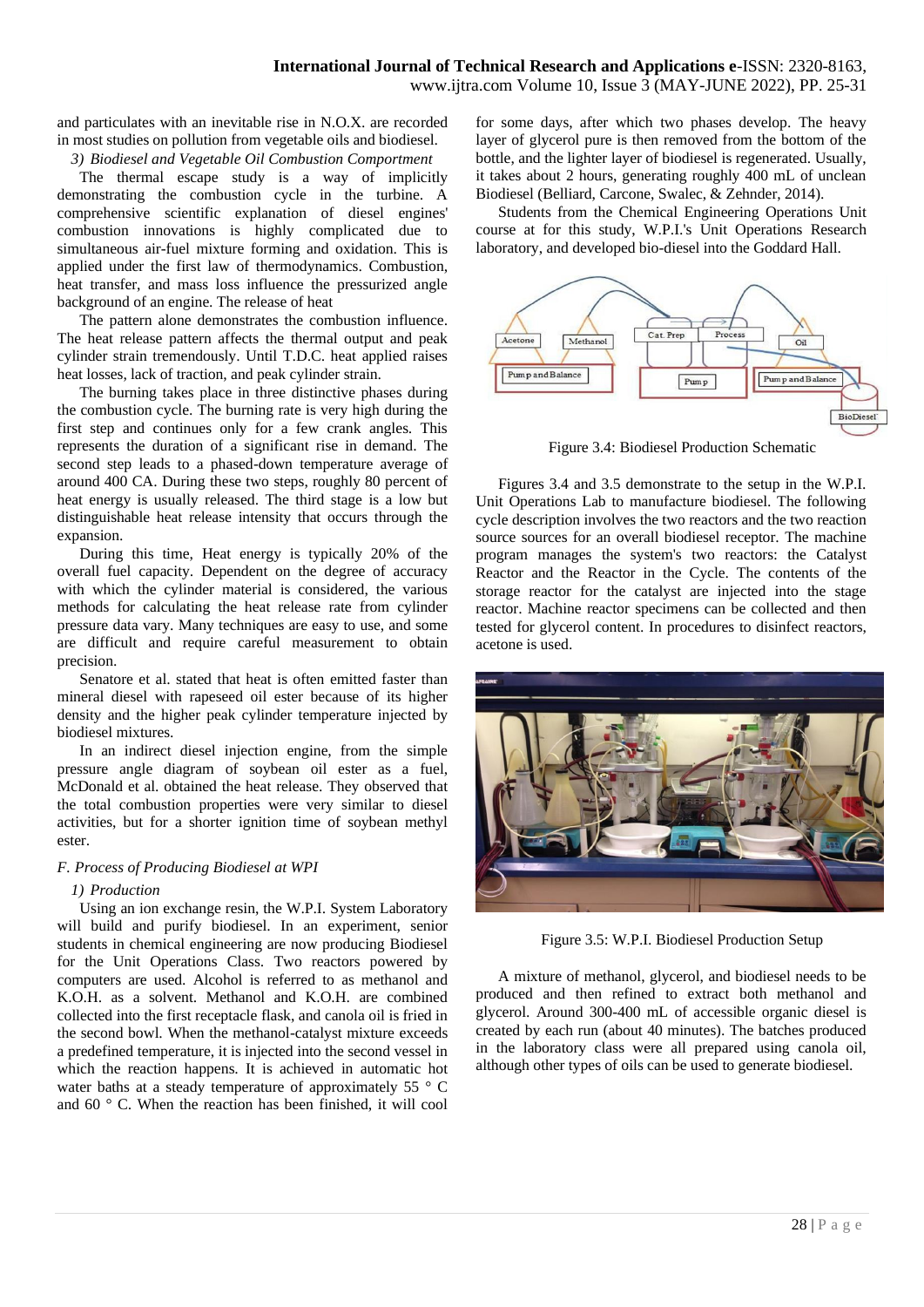and particulates with an inevitable rise in N.O.X. are recorded in most studies on pollution from vegetable oils and biodiesel.

*3) Biodiesel and Vegetable Oil Combustion Comportment*

The thermal escape study is a way of implicitly demonstrating the combustion cycle in the turbine. A comprehensive scientific explanation of diesel engines' combustion innovations is highly complicated due to simultaneous air-fuel mixture forming and oxidation. This is applied under the first law of thermodynamics. Combustion, heat transfer, and mass loss influence the pressurized angle background of an engine. The release of heat

The pattern alone demonstrates the combustion influence. The heat release pattern affects the thermal output and peak cylinder strain tremendously. Until T.D.C. heat applied raises heat losses, lack of traction, and peak cylinder strain.

The burning takes place in three distinctive phases during the combustion cycle. The burning rate is very high during the first step and continues only for a few crank angles. This represents the duration of a significant rise in demand. The second step leads to a phased-down temperature average of around 400 CA. During these two steps, roughly 80 percent of heat energy is usually released. The third stage is a low but distinguishable heat release intensity that occurs through the expansion.

During this time, Heat energy is typically 20% of the overall fuel capacity. Dependent on the degree of accuracy with which the cylinder material is considered, the various methods for calculating the heat release rate from cylinder pressure data vary. Many techniques are easy to use, and some are difficult and require careful measurement to obtain precision.

Senatore et al. stated that heat is often emitted faster than mineral diesel with rapeseed oil ester because of its higher density and the higher peak cylinder temperature injected by biodiesel mixtures.

In an indirect diesel injection engine, from the simple pressure angle diagram of soybean oil ester as a fuel, McDonald et al. obtained the heat release. They observed that the total combustion properties were very similar to diesel activities, but for a shorter ignition time of soybean methyl ester.

### *F. Process of Producing Biodiesel at WPI*

*1) Production*

Using an ion exchange resin, the W.P.I. System Laboratory will build and purify biodiesel. In an experiment, senior students in chemical engineering are now producing Biodiesel for the Unit Operations Class. Two reactors powered by computers are used. Alcohol is referred to as methanol and K.O.H. as a solvent. Methanol and K.O.H. are combined collected into the first receptacle flask, and canola oil is fried in the second bowl. When the methanol-catalyst mixture exceeds a predefined temperature, it is injected into the second vessel in which the reaction happens. It is achieved in automatic hot water baths at a steady temperature of approximately 55 ° C and 60 ° C. When the reaction has been finished, it will cool for some days, after which two phases develop. The heavy layer of glycerol pure is then removed from the bottom of the bottle, and the lighter layer of biodiesel is regenerated. Usually, it takes about 2 hours, generating roughly 400 mL of unclean Biodiesel (Belliard, Carcone, Swalec, & Zehnder, 2014).

Students from the Chemical Engineering Operations Unit course at for this study, W.P.I.'s Unit Operations Research laboratory, and developed bio-diesel into the Goddard Hall.

Figure 3.4: Biodiesel Production Schematic

Figures 3.4 and 3.5 demonstrate to the setup in the W.P.I. Unit Operations Lab to manufacture biodiesel. The following cycle description involves the two reactors and the two reaction source sources for an overall biodiesel receptor. The machine program manages the system's two reactors: the Catalyst Reactor and the Reactor in the Cycle. The contents of the storage reactor for the catalyst are injected into the stage reactor. Machine reactor specimens can be collected and then tested for glycerol content. In procedures to disinfect reactors, acetone is used.

Figure 3.5: W.P.I. Biodiesel Production Setup

A mixture of methanol, glycerol, and biodiesel needs to be produced and then refined to extract both methanol and glycerol. Around 300-400 mL of accessible organic diesel is created by each run (about 40 minutes). The batches produced in the laboratory class were all prepared using canola oil, although other types of oils can be used to generate biodiesel.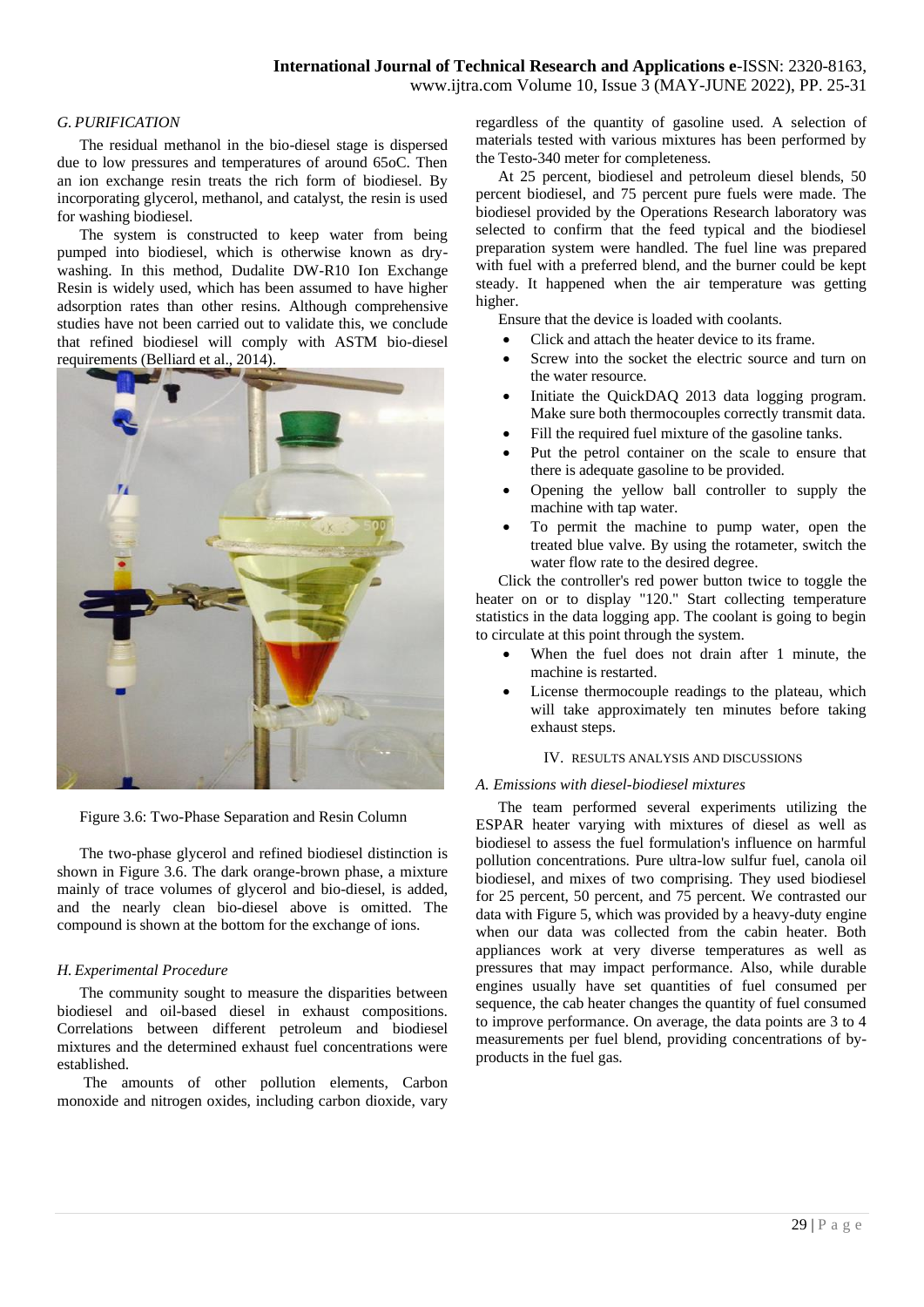## G. PURIFICATION

The residual methanol in the bio-diesel stage is dispersed due to low pressures and temperatures of around 65oC. Then an ion exchange resin treats the rich form of biodiesel. By incorporating glycerol, methanol, and catalyst, the resin is used for washing biodiesel.

The system is constructed to keep water from being pumped into biodiesel, which is otherwise known as dry-washing. In this method, Dudalite DW-R10 Ion Exchange Resin is widely used, which has been assumed to have higher adsorption rates than other resins. Although comprehensive studies have not been carried out to validate this, we conclude that refined biodiesel will comply with ASTM bio-diesel requirements (Belliard et al., 2014).

Figure 3.6: Two-Phase Separation and Resin Column

The two-phase glycerol and refined biodiesel distinction is shown in Figure 3.6. The dark orange-brown phase, a mixture mainly of trace volumes of glycerol and bio-diesel, is added, and the nearly clean bio-diesel above is omitted. The compound is shown at the bottom for the exchange of ions.

## H. Experimental Procedure

The community sought to measure the disparities between biodiesel and oil-based diesel in exhaust compositions. Correlations between different petroleum and biodiesel mixtures and the determined exhaust fuel concentrations were established.

The amounts of other pollution elements, Carbon monoxide and nitrogen oxides, including carbon dioxide, vary regardless of the quantity of gasoline used. A selection of materials tested with various mixtures has been performed by the Testo-340 meter for completeness.

At 25 percent, biodiesel and petroleum diesel blends, 50 percent biodiesel, and 75 percent pure fuels were made. The biodiesel provided by the Operations Research laboratory was selected to confirm that the feed typical and the biodiesel preparation system were handled. The fuel line was prepared with fuel with a preferred blend, and the burner could be kept steady. It happened when the air temperature was getting higher.

Ensure that the device is loaded with coolants.

- Click and attach the heater device to its frame.
- Screw into the socket the electric source and turn on the water resource.
- Initiate the QuickDAQ 2013 data logging program. Make sure both thermocouples correctly transmit data.
- Fill the required fuel mixture of the gasoline tanks.
- Put the petrol container on the scale to ensure that there is adequate gasoline to be provided.
- Opening the yellow ball controller to supply the machine with tap water.
- To permit the machine to pump water, open the treated blue valve. By using the rotameter, switch the water flow rate to the desired degree.

Click the controller's red power button twice to toggle the heater on or to display "120." Start collecting temperature statistics in the data logging app. The coolant is going to begin to circulate at this point through the system.

- When the fuel does not drain after 1 minute, the machine is restarted.
- License thermocouple readings to the plateau, which will take approximately ten minutes before taking exhaust steps.

# IV. RESULTS ANALYSIS AND DISCUSSIONS

## A. Emissions with diesel-biodiesel mixtures

The team performed several experiments utilizing the ESPAR heater varying with mixtures of diesel as well as biodiesel to assess the fuel formulation's influence on harmful pollution concentrations. Pure ultra-low sulfur fuel, canola oil biodiesel, and mixes of two comprising. They used biodiesel for 25 percent, 50 percent, and 75 percent. We contrasted our data with Figure 5, which was provided by a heavy-duty engine when our data was collected from the cabin heater. Both appliances work at very diverse temperatures as well as pressures that may impact performance. Also, while durable engines usually have set quantities of fuel consumed per sequence, the cab heater changes the quantity of fuel consumed to improve performance. On average, the data points are 3 to 4 measurements per fuel blend, providing concentrations of by-products in the fuel gas.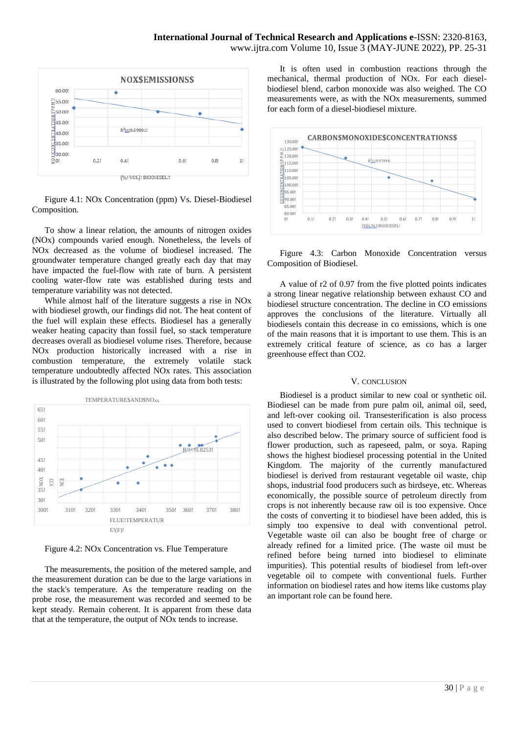Figure 4.1: NOx Concentration (ppm) Vs. Diesel-Biodiesel Composition.

To show a linear relation, the amounts of nitrogen oxides (NOx) compounds varied enough. Nonetheless, the levels of NOx decreased as the volume of biodiesel increased. The groundwater temperature changed greatly each day that may have impacted the fuel-flow with rate of burn. A persistent cooling water-flow rate was established during tests and temperature variability was not detected.

While almost half of the literature suggests a rise in NOx with biodiesel growth, our findings did not. The heat content of the fuel will explain these effects. Biodiesel has a generally weaker heating capacity than fossil fuel, so stack temperature decreases overall as biodiesel volume rises. Therefore, because NOx production historically increased with a rise in combustion temperature, the extremely volatile stack temperature undoubtedly affected NOx rates. This association is illustrated by the following plot using data from both tests:

Figure 4.2: NOx Concentration vs. Flue Temperature

The measurements, the position of the metered sample, and the measurement duration can be due to the large variations in the stack's temperature. As the temperature reading on the probe rose, the measurement was recorded and seemed to be kept steady. Remain coherent. It is apparent from these data that at the temperature, the output of NOx tends to increase.

It is often used in combustion reactions through the mechanical, thermal production of NOx. For each diesel-biodiesel blend, carbon monoxide was also weighed. The CO measurements were, as with the NOx measurements, summed for each form of a diesel-biodiesel mixture.

Figure 4.3: Carbon Monoxide Concentration versus Composition of Biodiesel.

A value of r2 of 0.97 from the five plotted points indicates a strong linear negative relationship between exhaust CO and biodiesel structure concentration. The decline in CO emissions approves the conclusions of the literature. Virtually all biodiesels contain this decrease in co emissions, which is one of the main reasons that it is important to use them. This is an extremely critical feature of science, as co has a larger greenhouse effect than CO2.

## V. CONCLUSION

Biodiesel is a product similar to new coal or synthetic oil. Biodiesel can be made from pure palm oil, animal oil, seed, and left-over cooking oil. Transesterification is also process used to convert biodiesel from certain oils. This technique is also described below. The primary source of sufficient food is flower production, such as rapeseed, palm, or soya. Raping shows the highest biodiesel processing potential in the United Kingdom. The majority of the currently manufactured biodiesel is derived from restaurant vegetable oil waste, chip shops, industrial food producers such as birdseye, etc. Whereas economically, the possible source of petroleum directly from crops is not inherently because raw oil is too expensive. Once the costs of converting it to biodiesel have been added, this is simply too expensive to deal with conventional petrol. Vegetable waste oil can also be bought free of charge or already refined for a limited price. (The waste oil must be refined before being turned into biodiesel to eliminate impurities). This potential results of biodiesel from left-over vegetable oil to compete with conventional fuels. Further information on biodiesel rates and how items like customs play an important role can be found here.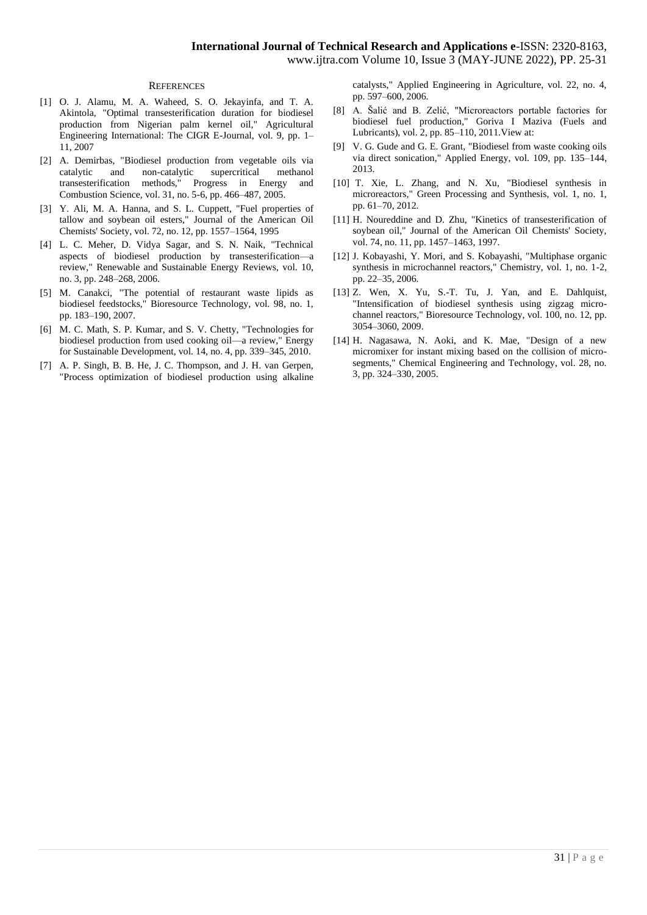## REFERENCES

[1] O. J. Alamu, M. A. Waheed, S. O. Jekayinfa, and T. A. Akintola, "Optimal transesterification duration for biodiesel production from Nigerian palm kernel oil," Agricultural Engineering International: The CIGR E-Journal, vol. 9, pp. 1–11, 2007

[2] A. Demirbas, "Biodiesel production from vegetable oils via catalytic and non-catalytic supercritical methanol transesterification methods," Progress in Energy and Combustion Science, vol. 31, no. 5-6, pp. 466–487, 2005.

[3] Y. Ali, M. A. Hanna, and S. L. Cuppett, "Fuel properties of tallow and soybean oil esters," Journal of the American Oil Chemists' Society, vol. 72, no. 12, pp. 1557–1564, 1995

[4] L. C. Meher, D. Vidya Sagar, and S. N. Naik, "Technical aspects of biodiesel production by transesterification—a review," Renewable and Sustainable Energy Reviews, vol. 10, no. 3, pp. 248–268, 2006.

[5] M. Canakci, "The potential of restaurant waste lipids as biodiesel feedstocks," Bioresource Technology, vol. 98, no. 1, pp. 183–190, 2007.

[6] M. C. Math, S. P. Kumar, and S. V. Chetty, "Technologies for biodiesel production from used cooking oil—a review," Energy for Sustainable Development, vol. 14, no. 4, pp. 339–345, 2010.

[7] A. P. Singh, B. B. He, J. C. Thompson, and J. H. van Gerpen, "Process optimization of biodiesel production using alkaline catalysts," Applied Engineering in Agriculture, vol. 22, no. 4, pp. 597–600, 2006.

[8] A. Šalić and B. Zelić, "Microreactors portable factories for biodiesel fuel production," Goriva I Maziva (Fuels and Lubricants), vol. 2, pp. 85–110, 2011.View at:

[9] V. G. Gude and G. E. Grant, "Biodiesel from waste cooking oils via direct sonication," Applied Energy, vol. 109, pp. 135–144, 2013.

[10] T. Xie, L. Zhang, and N. Xu, "Biodiesel synthesis in microreactors," Green Processing and Synthesis, vol. 1, no. 1, pp. 61–70, 2012.

[11] H. Noureddine and D. Zhu, "Kinetics of transesterification of soybean oil," Journal of the American Oil Chemists' Society, vol. 74, no. 11, pp. 1457–1463, 1997.

[12] J. Kobayashi, Y. Mori, and S. Kobayashi, "Multiphase organic synthesis in microchannel reactors," Chemistry, vol. 1, no. 1-2, pp. 22–35, 2006.

[13] Z. Wen, X. Yu, S.-T. Tu, J. Yan, and E. Dahlquist, "Intensification of biodiesel synthesis using zigzag micro-channel reactors," Bioresource Technology, vol. 100, no. 12, pp. 3054–3060, 2009.

[14] H. Nagasawa, N. Aoki, and K. Mae, "Design of a new micromixer for instant mixing based on the collision of micro-segments," Chemical Engineering and Technology, vol. 28, no. 3, pp. 324–330, 2005.